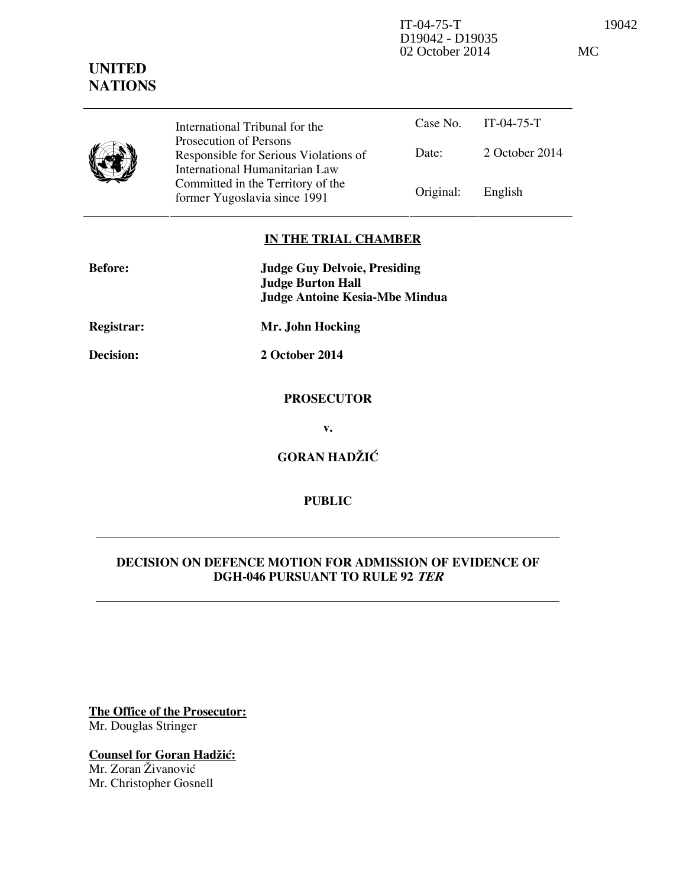IT-04-75-T 19042
D19042 - D19035
02 October 2014 MC

**UNITED NATIONS**

| | | |
|---|---|---|
| International Tribunal for the Prosecution of Persons Responsible for Serious Violations of International Humanitarian Law Committed in the Territory of the former Yugoslavia since 1991 | Case No. | IT-04-75-T |
| | Date: | 2 October 2014 |
| | Original: | English |

## IN THE TRIAL CHAMBER

**Before:** **Judge Guy Delvoie, Presiding**
**Judge Burton Hall**
**Judge Antoine Kesia-Mbe Mindua**

**Registrar:** **Mr. John Hocking**

**Decision:** **2 October 2014**

**PROSECUTOR**

**v.**

**GORAN HADŽIĆ**

**PUBLIC**

## DECISION ON DEFENCE MOTION FOR ADMISSION OF EVIDENCE OF DGH-046 PURSUANT TO RULE 92 *TER*

**The Office of the Prosecutor:**
Mr. Douglas Stringer

**Counsel for Goran Hadžić:**
Mr. Zoran Živanović
Mr. Christopher Gosnell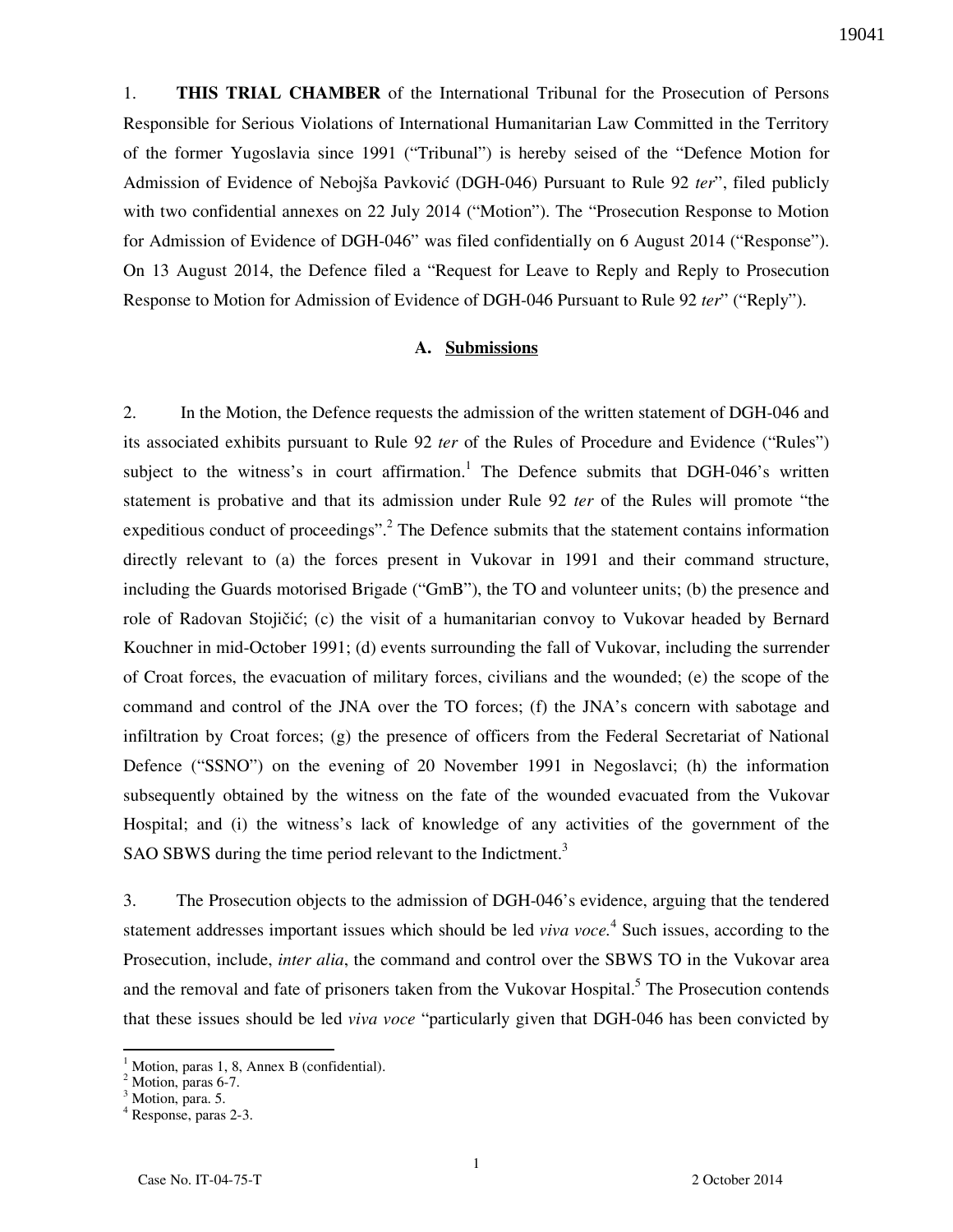1. **THIS TRIAL CHAMBER** of the International Tribunal for the Prosecution of Persons Responsible for Serious Violations of International Humanitarian Law Committed in the Territory of the former Yugoslavia since 1991 ("Tribunal") is hereby seised of the "Defence Motion for Admission of Evidence of Nebojša Pavković (DGH-046) Pursuant to Rule 92 *ter*", filed publicly with two confidential annexes on 22 July 2014 ("Motion"). The "Prosecution Response to Motion for Admission of Evidence of DGH-046" was filed confidentially on 6 August 2014 ("Response"). On 13 August 2014, the Defence filed a "Request for Leave to Reply and Reply to Prosecution Response to Motion for Admission of Evidence of DGH-046 Pursuant to Rule 92 *ter*" ("Reply").

## A. Submissions

2. In the Motion, the Defence requests the admission of the written statement of DGH-046 and its associated exhibits pursuant to Rule 92 *ter* of the Rules of Procedure and Evidence ("Rules") subject to the witness's in court affirmation.[1] The Defence submits that DGH-046's written statement is probative and that its admission under Rule 92 *ter* of the Rules will promote "the expeditious conduct of proceedings".[2] The Defence submits that the statement contains information directly relevant to (a) the forces present in Vukovar in 1991 and their command structure, including the Guards motorised Brigade ("GmB"), the TO and volunteer units; (b) the presence and role of Radovan Stojičić; (c) the visit of a humanitarian convoy to Vukovar headed by Bernard Kouchner in mid-October 1991; (d) events surrounding the fall of Vukovar, including the surrender of Croat forces, the evacuation of military forces, civilians and the wounded; (e) the scope of the command and control of the JNA over the TO forces; (f) the JNA's concern with sabotage and infiltration by Croat forces; (g) the presence of officers from the Federal Secretariat of National Defence ("SSNO") on the evening of 20 November 1991 in Negoslavci; (h) the information subsequently obtained by the witness on the fate of the wounded evacuated from the Vukovar Hospital; and (i) the witness's lack of knowledge of any activities of the government of the SAO SBWS during the time period relevant to the Indictment.[3]

3. The Prosecution objects to the admission of DGH-046's evidence, arguing that the tendered statement addresses important issues which should be led *viva voce*.[4] Such issues, according to the Prosecution, include, *inter alia*, the command and control over the SBWS TO in the Vukovar area and the removal and fate of prisoners taken from the Vukovar Hospital.[5] The Prosecution contends that these issues should be led *viva voce* "particularly given that DGH-046 has been convicted by

---

[1] Motion, paras 1, 8, Annex B (confidential).
[2] Motion, paras 6-7.
[3] Motion, para. 5.
[4] Response, paras 2-3.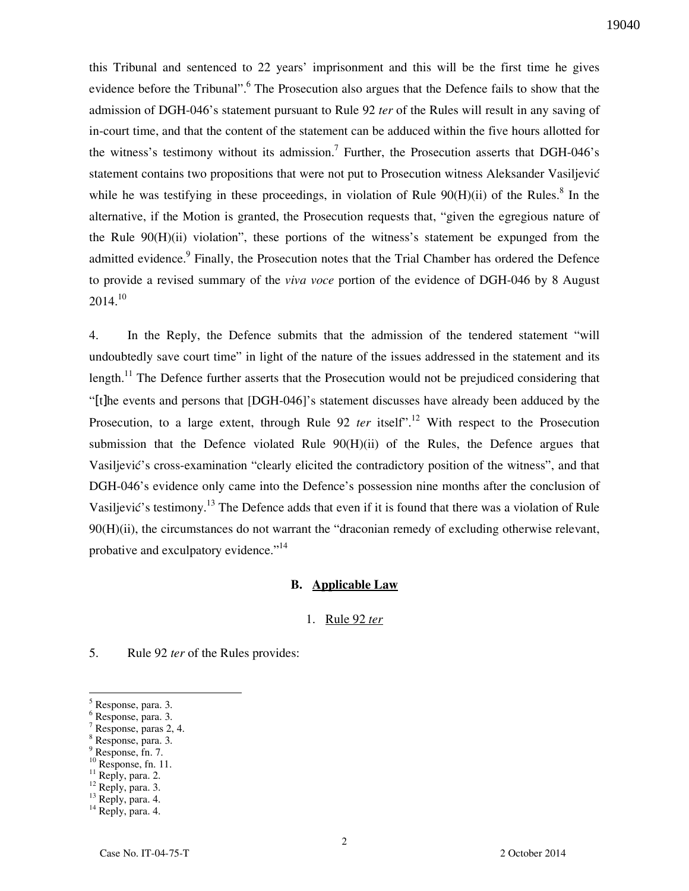this Tribunal and sentenced to 22 years' imprisonment and this will be the first time he gives evidence before the Tribunal".[6] The Prosecution also argues that the Defence fails to show that the admission of DGH-046's statement pursuant to Rule 92 *ter* of the Rules will result in any saving of in-court time, and that the content of the statement can be adduced within the five hours allotted for the witness's testimony without its admission.[7] Further, the Prosecution asserts that DGH-046's statement contains two propositions that were not put to Prosecution witness Aleksander Vasiljević while he was testifying in these proceedings, in violation of Rule 90(H)(ii) of the Rules.[8] In the alternative, if the Motion is granted, the Prosecution requests that, "given the egregious nature of the Rule 90(H)(ii) violation", these portions of the witness's statement be expunged from the admitted evidence.[9] Finally, the Prosecution notes that the Trial Chamber has ordered the Defence to provide a revised summary of the *viva voce* portion of the evidence of DGH-046 by 8 August 2014.[10]

4. In the Reply, the Defence submits that the admission of the tendered statement "will undoubtedly save court time" in light of the nature of the issues addressed in the statement and its length.[11] The Defence further asserts that the Prosecution would not be prejudiced considering that "[t]he events and persons that [DGH-046]'s statement discusses have already been adduced by the Prosecution, to a large extent, through Rule 92 *ter* itself".[12] With respect to the Prosecution submission that the Defence violated Rule 90(H)(ii) of the Rules, the Defence argues that Vasiljević's cross-examination "clearly elicited the contradictory position of the witness", and that DGH-046's evidence only came into the Defence's possession nine months after the conclusion of Vasiljević's testimony.[13] The Defence adds that even if it is found that there was a violation of Rule 90(H)(ii), the circumstances do not warrant the "draconian remedy of excluding otherwise relevant, probative and exculpatory evidence."[14]

## B. Applicable Law

### 1. Rule 92 *ter*

5. Rule 92 *ter* of the Rules provides:

---

[5] Response, para. 3.
[6] Response, para. 3.
[7] Response, paras 2, 4.
[8] Response, para. 3.
[9] Response, fn. 7.
[10] Response, fn. 11.
[11] Reply, para. 2.
[12] Reply, para. 3.
[13] Reply, para. 4.
[14] Reply, para. 4.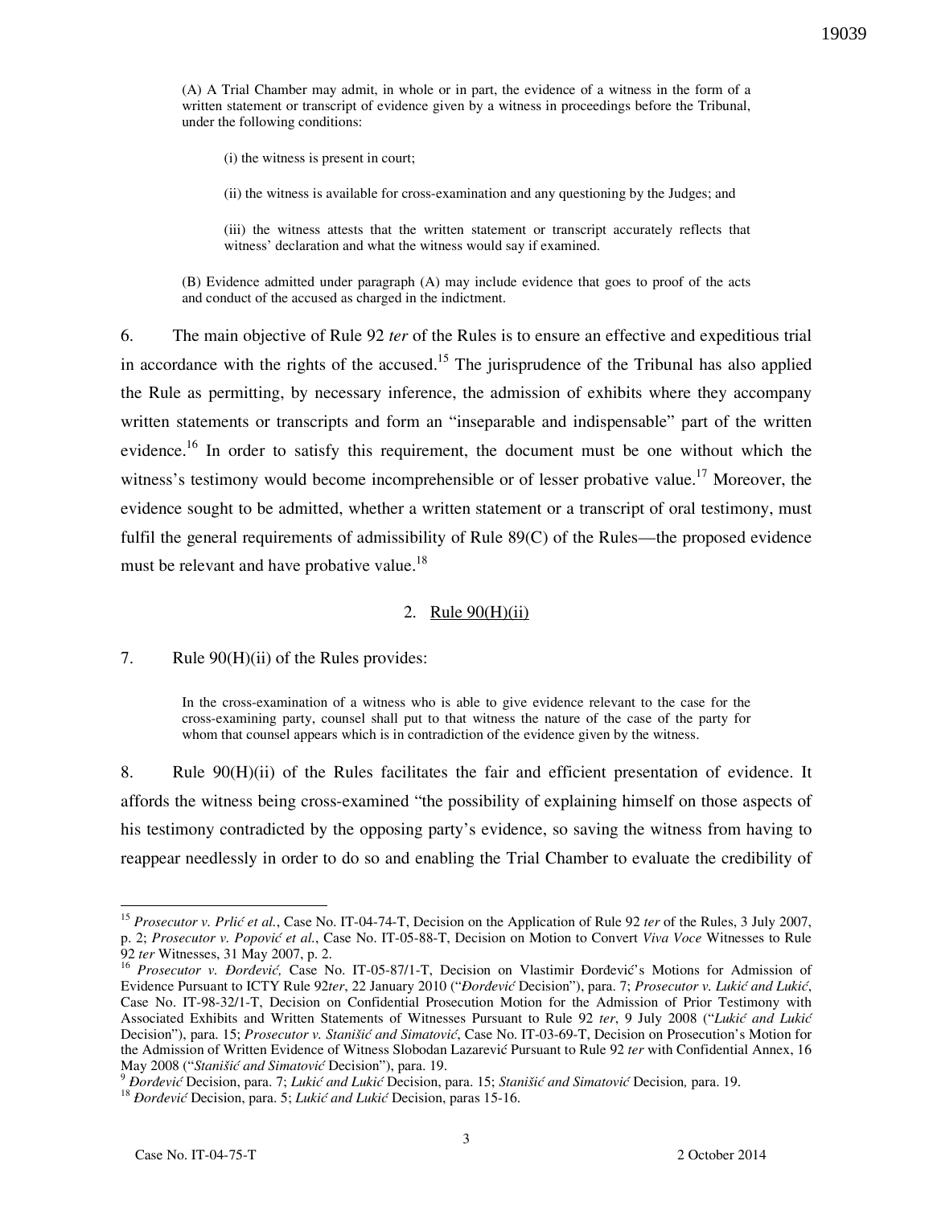> (A) A Trial Chamber may admit, in whole or in part, the evidence of a witness in the form of a written statement or transcript of evidence given by a witness in proceedings before the Tribunal, under the following conditions:
>
> (i) the witness is present in court;
>
> (ii) the witness is available for cross-examination and any questioning by the Judges; and
>
> (iii) the witness attests that the written statement or transcript accurately reflects that witness' declaration and what the witness would say if examined.
>
> (B) Evidence admitted under paragraph (A) may include evidence that goes to proof of the acts and conduct of the accused as charged in the indictment.

6. The main objective of Rule 92 *ter* of the Rules is to ensure an effective and expeditious trial in accordance with the rights of the accused.[15] The jurisprudence of the Tribunal has also applied the Rule as permitting, by necessary inference, the admission of exhibits where they accompany written statements or transcripts and form an "inseparable and indispensable" part of the written evidence.[16] In order to satisfy this requirement, the document must be one without which the witness's testimony would become incomprehensible or of lesser probative value.[17] Moreover, the evidence sought to be admitted, whether a written statement or a transcript of oral testimony, must fulfil the general requirements of admissibility of Rule 89(C) of the Rules—the proposed evidence must be relevant and have probative value.[18]

### 2. Rule 90(H)(ii)

7. Rule 90(H)(ii) of the Rules provides:

> In the cross-examination of a witness who is able to give evidence relevant to the case for the cross-examining party, counsel shall put to that witness the nature of the case of the party for whom that counsel appears which is in contradiction of the evidence given by the witness.

8. Rule 90(H)(ii) of the Rules facilitates the fair and efficient presentation of evidence. It affords the witness being cross-examined "the possibility of explaining himself on those aspects of his testimony contradicted by the opposing party's evidence, so saving the witness from having to reappear needlessly in order to do so and enabling the Trial Chamber to evaluate the credibility of

---

[15] *Prosecutor v. Prlić et al.*, Case No. IT-04-74-T, Decision on the Application of Rule 92 *ter* of the Rules, 3 July 2007, p. 2; *Prosecutor v. Popović et al.*, Case No. IT-05-88-T, Decision on Motion to Convert *Viva Voce* Witnesses to Rule 92 *ter* Witnesses, 31 May 2007, p. 2.

[16] *Prosecutor v. Đorđević,* Case No. IT-05-87/1-T, Decision on Vlastimir Đorđević's Motions for Admission of Evidence Pursuant to ICTY Rule 92*ter*, 22 January 2010 ("*Đorđević* Decision"), para. 7; *Prosecutor v. Lukić and Lukić*, Case No. IT-98-32/1-T, Decision on Confidential Prosecution Motion for the Admission of Prior Testimony with Associated Exhibits and Written Statements of Witnesses Pursuant to Rule 92 *ter*, 9 July 2008 ("*Lukić and Lukić* Decision"), para. 15; *Prosecutor v. Stanišić and Simatović*, Case No. IT-03-69-T, Decision on Prosecution's Motion for the Admission of Written Evidence of Witness Slobodan Lazarević Pursuant to Rule 92 *ter* with Confidential Annex, 16 May 2008 ("*Stanišić and Simatović* Decision"), para. 19.

[9] *Đorđević* Decision, para. 7; *Lukić and Lukić* Decision, para. 15; *Stanišić and Simatović* Decision*,* para. 19.

[18] *Đorđević* Decision, para. 5; *Lukić and Lukić* Decision, paras 15-16.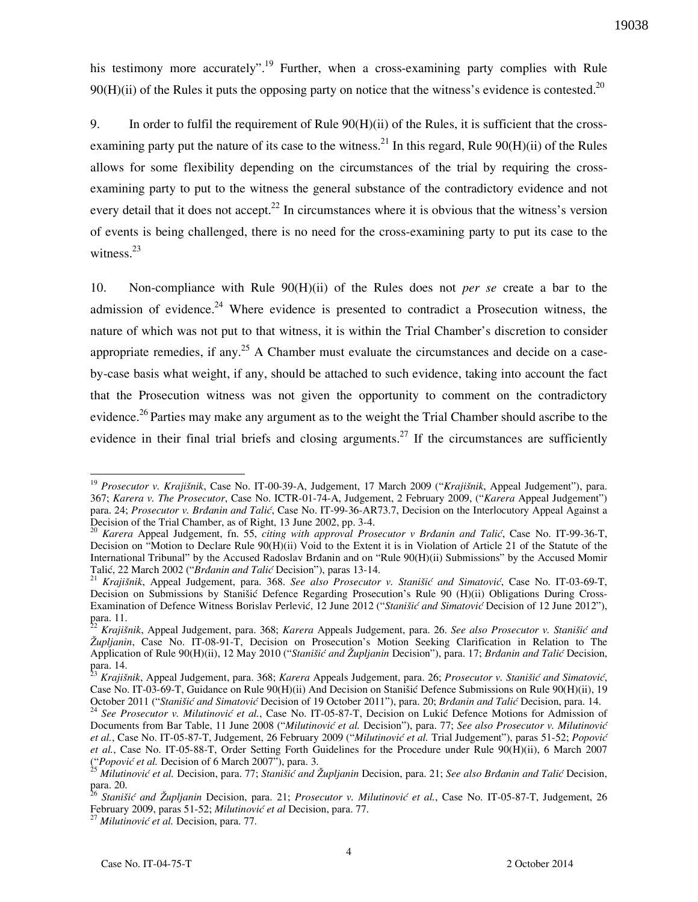his testimony more accurately".[19] Further, when a cross-examining party complies with Rule 90(H)(ii) of the Rules it puts the opposing party on notice that the witness's evidence is contested.[20]

9. In order to fulfil the requirement of Rule 90(H)(ii) of the Rules, it is sufficient that the cross-examining party put the nature of its case to the witness.[21] In this regard, Rule 90(H)(ii) of the Rules allows for some flexibility depending on the circumstances of the trial by requiring the cross-examining party to put to the witness the general substance of the contradictory evidence and not every detail that it does not accept.[22] In circumstances where it is obvious that the witness's version of events is being challenged, there is no need for the cross-examining party to put its case to the witness.[23]

10. Non-compliance with Rule 90(H)(ii) of the Rules does not *per se* create a bar to the admission of evidence.[24] Where evidence is presented to contradict a Prosecution witness, the nature of which was not put to that witness, it is within the Trial Chamber's discretion to consider appropriate remedies, if any.[25] A Chamber must evaluate the circumstances and decide on a case-by-case basis what weight, if any, should be attached to such evidence, taking into account the fact that the Prosecution witness was not given the opportunity to comment on the contradictory evidence.[26] Parties may make any argument as to the weight the Trial Chamber should ascribe to the evidence in their final trial briefs and closing arguments.[27] If the circumstances are sufficiently

---

[19] *Prosecutor v. Krajišnik*, Case No. IT-00-39-A, Judgement, 17 March 2009 ("*Krajišnik*, Appeal Judgement"), para. 367; *Karera v. The Prosecutor*, Case No. ICTR-01-74-A, Judgement, 2 February 2009, ("*Karera* Appeal Judgement") para. 24; *Prosecutor v. Brđanin and Talić*, Case No. IT-99-36-AR73.7, Decision on the Interlocutory Appeal Against a Decision of the Trial Chamber, as of Right, 13 June 2002, pp. 3-4.

[20] *Karera* Appeal Judgement, fn. 55, *citing with approval Prosecutor v Brđanin and Talić*, Case No. IT-99-36-T, Decision on "Motion to Declare Rule 90(H)(ii) Void to the Extent it is in Violation of Article 21 of the Statute of the International Tribunal" by the Accused Radoslav Brđanin and on "Rule 90(H)(ii) Submissions" by the Accused Momir Talić, 22 March 2002 ("*Brđanin and Talić* Decision"), paras 13-14.

[21] *Krajišnik*, Appeal Judgement, para. 368. *See also Prosecutor v. Stanišić and Simatović*, Case No. IT-03-69-T, Decision on Submissions by Stanišić Defence Regarding Prosecution's Rule 90 (H)(ii) Obligations During Cross-Examination of Defence Witness Borislav Perlević, 12 June 2012 ("*Stanišić and Simatović* Decision of 12 June 2012"), para. 11.

[22] *Krajišnik*, Appeal Judgement, para. 368; *Karera* Appeals Judgement, para. 26. *See also Prosecutor v. Stanišić and Župljanin*, Case No. IT-08-91-T, Decision on Prosecution's Motion Seeking Clarification in Relation to The Application of Rule 90(H)(ii), 12 May 2010 ("*Stanišić and Župljanin* Decision"), para. 17; *Brđanin and Talić* Decision, para. 14.

[23] *Krajišnik*, Appeal Judgement, para. 368; *Karera* Appeals Judgement, para. 26; *Prosecutor v. Stanišić and Simatović*, Case No. IT-03-69-T, Guidance on Rule 90(H)(ii) And Decision on Stanišić Defence Submissions on Rule 90(H)(ii), 19 October 2011 ("*Stanišić and Simatović* Decision of 19 October 2011"), para. 20; *Brđanin and Talić* Decision, para. 14.

[24] *See Prosecutor v. Milutinović et al.*, Case No. IT-05-87-T, Decision on Lukić Defence Motions for Admission of Documents from Bar Table, 11 June 2008 ("*Milutinović et al.* Decision"), para. 77; *See also Prosecutor v. Milutinović et al.*, Case No. IT-05-87-T, Judgement, 26 February 2009 ("*Milutinović et al.* Trial Judgement"), paras 51-52; *Popović et al.*, Case No. IT-05-88-T, Order Setting Forth Guidelines for the Procedure under Rule 90(H)(ii), 6 March 2007 ("*Popović et al.* Decision of 6 March 2007"), para. 3.

[25] *Milutinović et al.* Decision, para. 77; *Stanišić and Župljanin* Decision, para. 21; *See also Brđanin and Talić* Decision, para. 20.

[26] *Stanišić and Župljanin* Decision, para. 21; *Prosecutor v. Milutinović et al.*, Case No. IT-05-87-T, Judgement, 26 February 2009, paras 51-52; *Milutinović et al* Decision, para. 77.

[27] *Milutinović et al.* Decision, para. 77.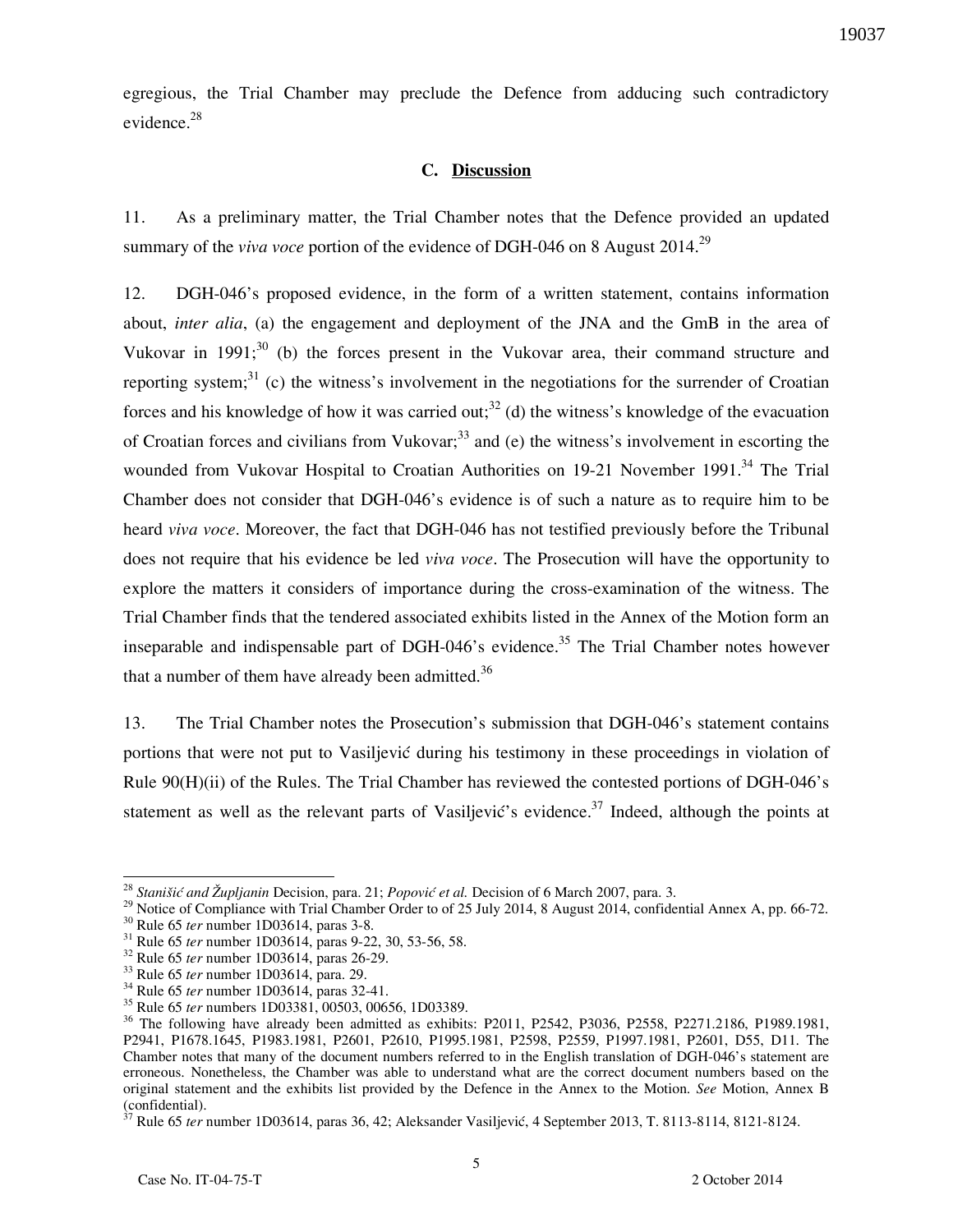egregious, the Trial Chamber may preclude the Defence from adducing such contradictory evidence.[28]

### C. Discussion

11. As a preliminary matter, the Trial Chamber notes that the Defence provided an updated summary of the *viva voce* portion of the evidence of DGH-046 on 8 August 2014.[29]

12. DGH-046's proposed evidence, in the form of a written statement, contains information about, *inter alia*, (a) the engagement and deployment of the JNA and the GmB in the area of Vukovar in 1991;[30] (b) the forces present in the Vukovar area, their command structure and reporting system;[31] (c) the witness's involvement in the negotiations for the surrender of Croatian forces and his knowledge of how it was carried out;[32] (d) the witness's knowledge of the evacuation of Croatian forces and civilians from Vukovar;[33] and (e) the witness's involvement in escorting the wounded from Vukovar Hospital to Croatian Authorities on 19-21 November 1991.[34] The Trial Chamber does not consider that DGH-046's evidence is of such a nature as to require him to be heard *viva voce*. Moreover, the fact that DGH-046 has not testified previously before the Tribunal does not require that his evidence be led *viva voce*. The Prosecution will have the opportunity to explore the matters it considers of importance during the cross-examination of the witness. The Trial Chamber finds that the tendered associated exhibits listed in the Annex of the Motion form an inseparable and indispensable part of DGH-046's evidence.[35] The Trial Chamber notes however that a number of them have already been admitted.[36]

13. The Trial Chamber notes the Prosecution's submission that DGH-046's statement contains portions that were not put to Vasiljević during his testimony in these proceedings in violation of Rule 90(H)(ii) of the Rules. The Trial Chamber has reviewed the contested portions of DGH-046's statement as well as the relevant parts of Vasiljević's evidence.[37] Indeed, although the points at

---

[28] *Stanišić and Župljanin* Decision, para. 21; *Popović et al.* Decision of 6 March 2007, para. 3.

[29] Notice of Compliance with Trial Chamber Order to of 25 July 2014, 8 August 2014, confidential Annex A, pp. 66-72.

[30] Rule 65 *ter* number 1D03614, paras 3-8.

[31] Rule 65 *ter* number 1D03614, paras 9-22, 30, 53-56, 58.

[32] Rule 65 *ter* number 1D03614, paras 26-29.

[33] Rule 65 *ter* number 1D03614, para. 29.

[34] Rule 65 *ter* number 1D03614, paras 32-41.

[35] Rule 65 *ter* numbers 1D03381, 00503, 00656, 1D03389.

[36] The following have already been admitted as exhibits: P2011, P2542, P3036, P2558, P2271.2186, P1989.1981, P2941, P1678.1645, P1983.1981, P2601, P2610, P1995.1981, P2598, P2559, P1997.1981, P2601, D55, D11. The Chamber notes that many of the document numbers referred to in the English translation of DGH-046's statement are erroneous. Nonetheless, the Chamber was able to understand what are the correct document numbers based on the original statement and the exhibits list provided by the Defence in the Annex to the Motion. *See* Motion, Annex B (confidential).

[37] Rule 65 *ter* number 1D03614, paras 36, 42; Aleksander Vasiljević, 4 September 2013, T. 8113-8114, 8121-8124.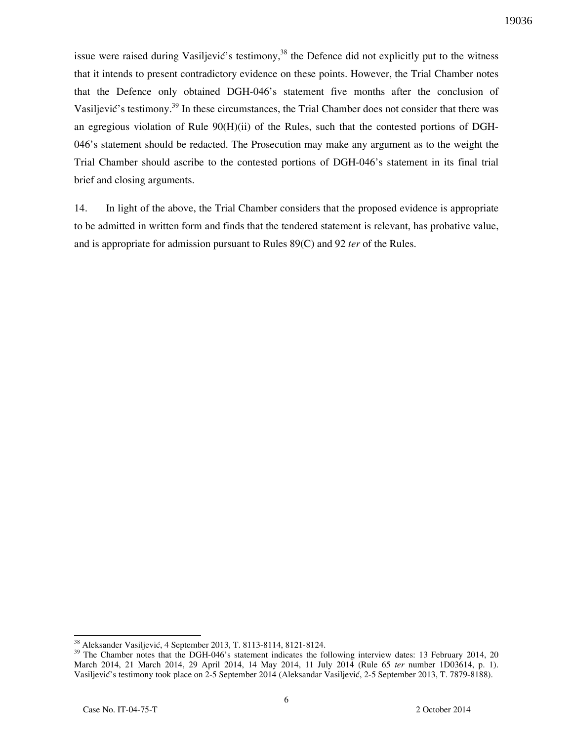issue were raised during Vasiljević's testimony,[38] the Defence did not explicitly put to the witness that it intends to present contradictory evidence on these points. However, the Trial Chamber notes that the Defence only obtained DGH-046's statement five months after the conclusion of Vasiljević's testimony.[39] In these circumstances, the Trial Chamber does not consider that there was an egregious violation of Rule 90(H)(ii) of the Rules, such that the contested portions of DGH-046's statement should be redacted. The Prosecution may make any argument as to the weight the Trial Chamber should ascribe to the contested portions of DGH-046's statement in its final trial brief and closing arguments.

14. In light of the above, the Trial Chamber considers that the proposed evidence is appropriate to be admitted in written form and finds that the tendered statement is relevant, has probative value, and is appropriate for admission pursuant to Rules 89(C) and 92 *ter* of the Rules.

---

[38] Aleksander Vasiljević, 4 September 2013, T. 8113-8114, 8121-8124.

[39] The Chamber notes that the DGH-046's statement indicates the following interview dates: 13 February 2014, 20 March 2014, 21 March 2014, 29 April 2014, 14 May 2014, 11 July 2014 (Rule 65 *ter* number 1D03614, p. 1). Vasiljević's testimony took place on 2-5 September 2014 (Aleksandar Vasiljević, 2-5 September 2013, T. 7879-8188).

Case No. IT-04-75-T 2 October 2014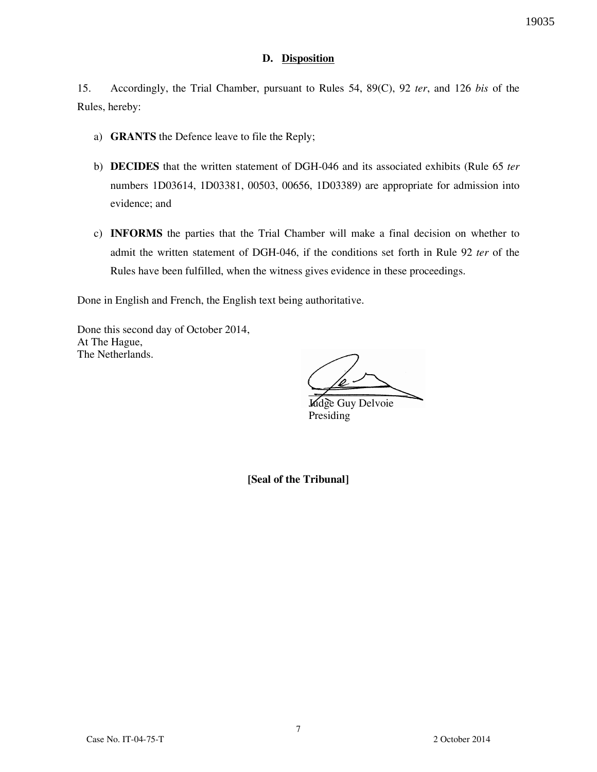### D. Disposition

15. Accordingly, the Trial Chamber, pursuant to Rules 54, 89(C), 92 *ter*, and 126 *bis* of the Rules, hereby:

a) **GRANTS** the Defence leave to file the Reply;

b) **DECIDES** that the written statement of DGH-046 and its associated exhibits (Rule 65 *ter* numbers 1D03614, 1D03381, 00503, 00656, 1D03389) are appropriate for admission into evidence; and

c) **INFORMS** the parties that the Trial Chamber will make a final decision on whether to admit the written statement of DGH-046, if the conditions set forth in Rule 92 *ter* of the Rules have been fulfilled, when the witness gives evidence in these proceedings.

Done in English and French, the English text being authoritative.

Done this second day of October 2014,
At The Hague,
The Netherlands.

Judge Guy Delvoie
Presiding

**[Seal of the Tribunal]**